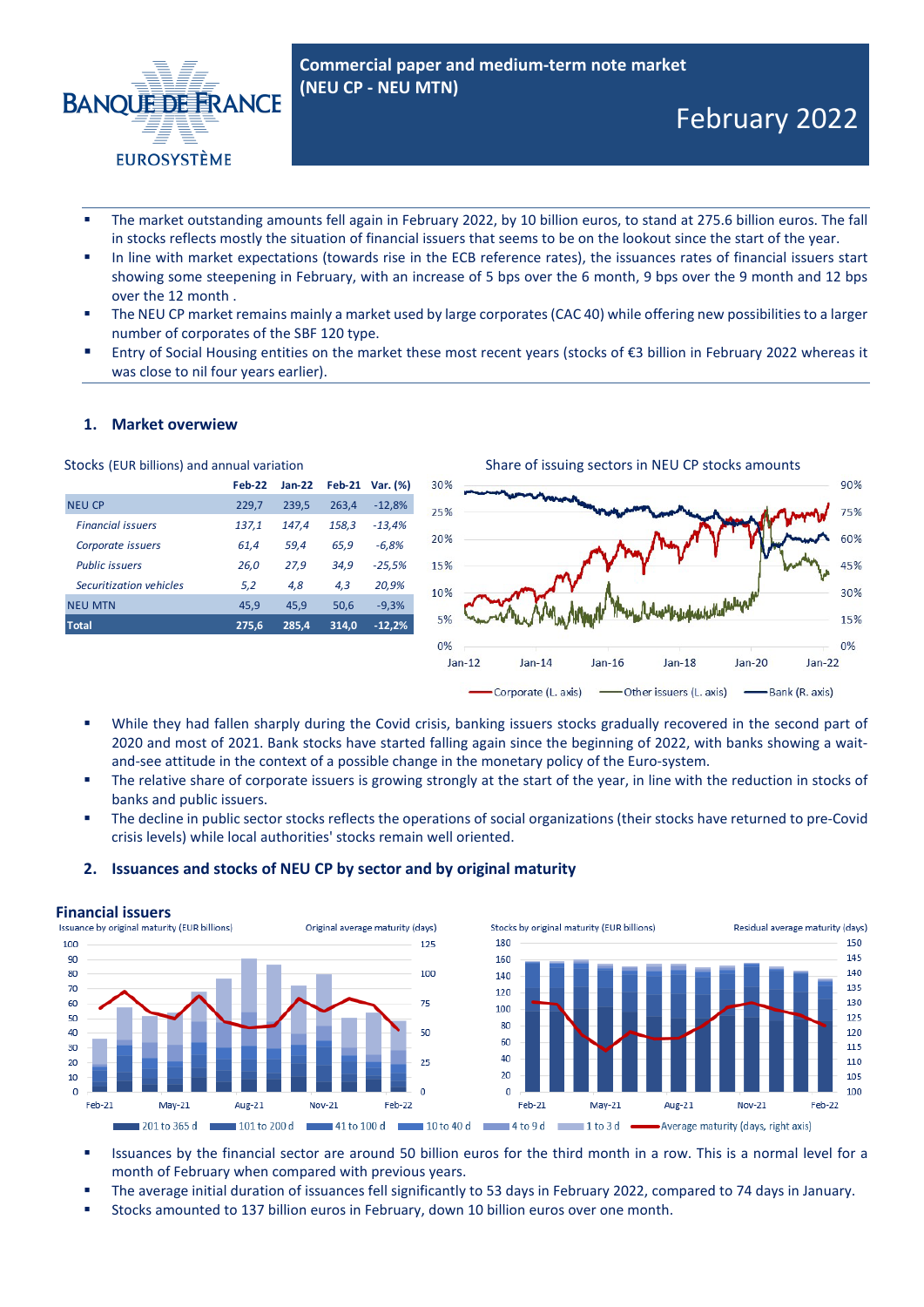Commercial paper and medium-term note market (NEU CP - NEU MTN)

# February 2022

- The market outstanding amounts fell again in February 2022, by 10 billion euros, to stand at 275.6 billion euros. The fall in stocks reflects mostly the situation of financial issuers that seems to be on the lookout since the start of the year.
- In line with market expectations (towards rise in the ECB reference rates), the issuances rates of financial issuers start showing some steepening in February, with an increase of 5 bps over the 6 month, 9 bps over the 9 month and 12 bps over the 12 month .
- The NEU CP market remains mainly a market used by large corporates (CAC 40) while offering new possibilities to a larger number of corporates of the SBF 120 type.
- Entry of Social Housing entities on the market these most recent years (stocks of €3 billion in February 2022 whereas it was close to nil four years earlier).

## 1. Market overwiew

Stocks (EUR billions) and annual variation

| | Feb-22 | Jan-22 | Feb-21 | Var. (%) |
|---|---|---|---|---|
| NEU CP | 229,7 | 239,5 | 263,4 | -12,8% |
| *Financial issuers* | *137,1* | *147,4* | *158,3* | *-13,4%* |
| *Corporate issuers* | *61,4* | *59,4* | *65,9* | *-6,8%* |
| *Public issuers* | *26,0* | *27,9* | *34,9* | *-25,5%* |
| *Securitization vehicles* | *5,2* | *4,8* | *4,3* | *20,9%* |
| NEU MTN | 45,9 | 45,9 | 50,6 | -9,3% |
| **Total** | **275,6** | **285,4** | **314,0** | **-12,2%** |

Share of issuing sectors in NEU CP stocks amounts

- While they had fallen sharply during the Covid crisis, banking issuers stocks gradually recovered in the second part of 2020 and most of 2021. Bank stocks have started falling again since the beginning of 2022, with banks showing a wait-and-see attitude in the context of a possible change in the monetary policy of the Euro-system.
- The relative share of corporate issuers is growing strongly at the start of the year, in line with the reduction in stocks of banks and public issuers.
- The decline in public sector stocks reflects the operations of social organizations (their stocks have returned to pre-Covid crisis levels) while local authorities' stocks remain well oriented.

## 2. Issuances and stocks of NEU CP by sector and by original maturity

### Financial issuers

- Issuances by the financial sector are around 50 billion euros for the third month in a row. This is a normal level for a month of February when compared with previous years.
- The average initial duration of issuances fell significantly to 53 days in February 2022, compared to 74 days in January.
- Stocks amounted to 137 billion euros in February, down 10 billion euros over one month.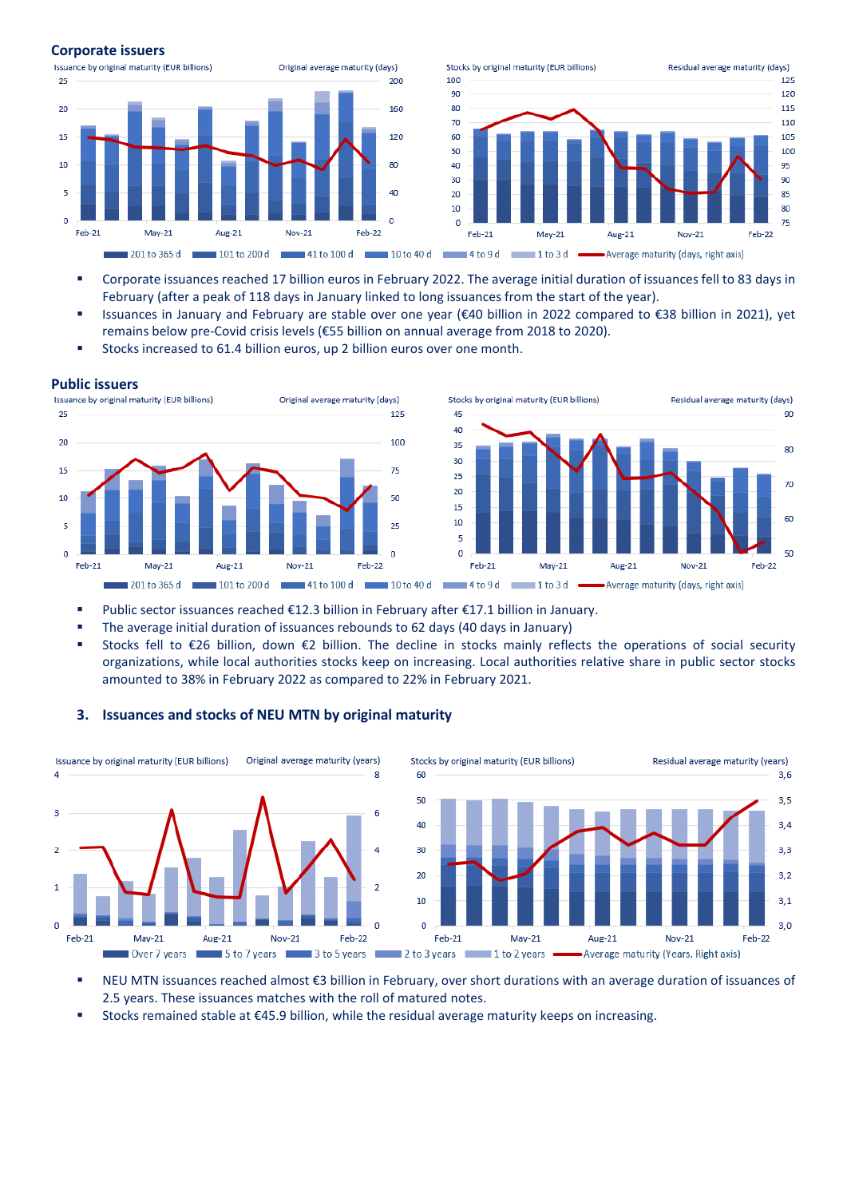## Corporate issuers

- Corporate issuances reached 17 billion euros in February 2022. The average initial duration of issuances fell to 83 days in February (after a peak of 118 days in January linked to long issuances from the start of the year).
- Issuances in January and February are stable over one year (€40 billion in 2022 compared to €38 billion in 2021), yet remains below pre-Covid crisis levels (€55 billion on annual average from 2018 to 2020).
- Stocks increased to 61.4 billion euros, up 2 billion euros over one month.

## Public issuers

- Public sector issuances reached €12.3 billion in February after €17.1 billion in January.
- The average initial duration of issuances rebounds to 62 days (40 days in January)
- Stocks fell to €26 billion, down €2 billion. The decline in stocks mainly reflects the operations of social security organizations, while local authorities stocks keep on increasing. Local authorities relative share in public sector stocks amounted to 38% in February 2022 as compared to 22% in February 2021.

## 3. Issuances and stocks of NEU MTN by original maturity

- NEU MTN issuances reached almost €3 billion in February, over short durations with an average duration of issuances of 2.5 years. These issuances matches with the roll of matured notes.
- Stocks remained stable at €45.9 billion, while the residual average maturity keeps on increasing.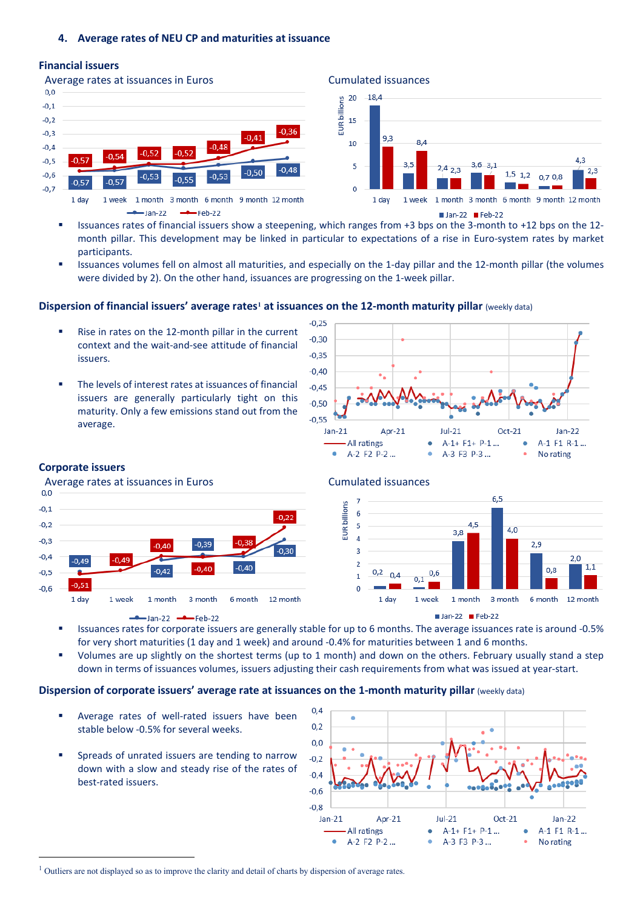## 4. Average rates of NEU CP and maturities at issuance

### Financial issuers

Average rates at issuances in Euros

| | 1 day | 1 week | 1 month | 3 month | 6 month | 9 month | 12 month |
|---|---|---|---|---|---|---|---|
| Jan-22 | -0,57 | -0,57 | -0,53 | -0,55 | -0,53 | -0,50 | -0,48 |
| Feb-22 | -0,57 | -0,54 | -0,52 | -0,52 | -0,48 | -0,41 | -0,36 |

Cumulated issuances (EUR billions)

| | 1 day | 1 week | 1 month | 3 month | 6 month | 9 month | 12 month |
|---|---|---|---|---|---|---|---|
| Jan-22 | 18,4 | 3,5 | 2,4 | 3,6 | 1,5 | 0,7 | 4,3 |
| Feb-22 | 9,3 | 8,4 | 2,3 | 3,1 | 1,2 | 0,8 | 2,3 |

- Issuances rates of financial issuers show a steepening, which ranges from +3 bps on the 3-month to +12 bps on the 12-month pillar. This development may be linked in particular to expectations of a rise in Euro-system rates by market participants.
- Issuances volumes fell on almost all maturities, and especially on the 1-day pillar and the 12-month pillar (the volumes were divided by 2). On the other hand, issuances are progressing on the 1-week pillar.

### Dispersion of financial issuers' average rates[1] at issuances on the 12-month maturity pillar (weekly data)

- Rise in rates on the 12-month pillar in the current context and the wait-and-see attitude of financial issuers.
- The levels of interest rates at issuances of financial issuers are generally particularly tight on this maturity. Only a few emissions stand out from the average.

### Corporate issuers

Average rates at issuances in Euros

| | 1 day | 1 week | 1 month | 3 month | 6 month | 12 month |
|---|---|---|---|---|---|---|
| Jan-22 | -0,49 | -0,49 | -0,42 | -0,39 | -0,40 | -0,30 |
| Feb-22 | -0,51 | -0,49 | -0,40 | -0,40 | -0,38 | -0,22 |

Cumulated issuances (EUR billions)

| | 1 day | 1 week | 1 month | 3 month | 6 month | 12 month |
|---|---|---|---|---|---|---|
| Jan-22 | 0,2 | 0,1 | 3,8 | 6,5 | 2,9 | 2,0 |
| Feb-22 | 0,4 | 0,6 | 4,5 | 4,0 | 0,8 | 1,1 |

- Issuances rates for corporate issuers are generally stable for up to 6 months. The average issuances rate is around -0.5% for very short maturities (1 day and 1 week) and around -0.4% for maturities between 1 and 6 months.
- Volumes are up slightly on the shortest terms (up to 1 month) and down on the others. February usually stand a step down in terms of issuances volumes, issuers adjusting their cash requirements from what was issued at year-start.

### Dispersion of corporate issuers' average rate at issuances on the 1-month maturity pillar (weekly data)

- Average rates of well-rated issuers have been stable below -0.5% for several weeks.
- Spreads of unrated issuers are tending to narrow down with a slow and steady rise of the rates of best-rated issuers.

[1] Outliers are not displayed so as to improve the clarity and detail of charts by dispersion of average rates.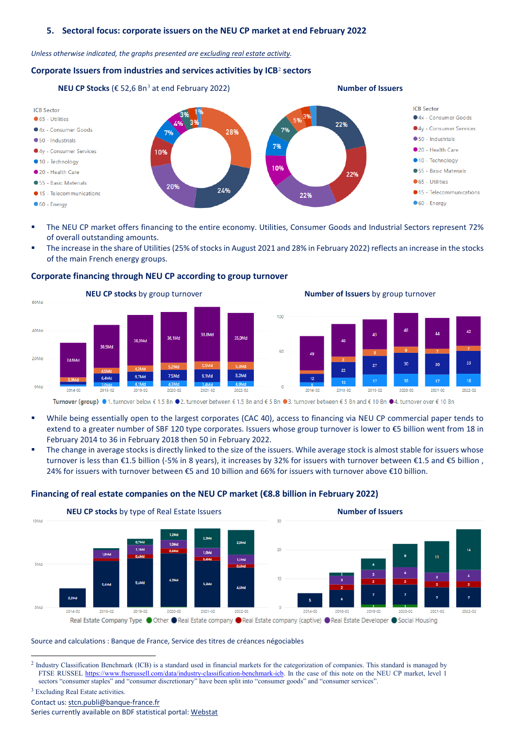## 5. Sectoral focus: corporate issuers on the NEU CP market at end February 2022

*Unless otherwise indicated, the graphs presented are excluding real estate activity.*

### Corporate Issuers from industries and services activities by ICB[2] sectors

**NEU CP Stocks** (€ 52,6 Bn[3] at end February 2022)

ICB Sector
65 - Utilities
4x - Consumer Goods
50 - Industrials
4y - Consumer Services
10 - Technology
20 - Health Care
55 - Basic Materials
15 - Telecommunications
60 - Energy

28%
24%
20%
10%
7%
4%
3%
3%
1%

**Number of Issuers**

ICB Sector
4x - Consumer Goods
4y - Consumer Services
50 - Industrials
20 - Health Care
10 - Technology
55 - Basic Materials
65 - Utilities
15 - Telecommunications
60 - Energy

22%
22%
22%
10%
7%
7%
5%
3%

- The NEU CP market offers financing to the entire economy. Utilities, Consumer Goods and Industrial Sectors represent 72% of overall outstanding amounts.
- The increase in the share of Utilities (25% of stocks in August 2021 and 28% in February 2022) reflects an increase in the stocks of the main French energy groups.

### Corporate financing through NEU CP according to group turnover

**NEU CP stocks** by group turnover

60Md
40Md
20Md
0Md

2014-02: 24,6Md, 3,0Md
2018-02: 30,5Md, 4,0Md, 6,4Md, 3,0Md
2019-02: 36,3Md, 4,2Md, 6,7Md, 4,1Md
2020-02: 36,1Md, 5,2Md, 7,5Md, 4,3Md
2021-02: 38,8Md, 5,5Md, 9,1Md, 3,4Md
2022-02: 35,0Md, 5,3Md, 8,2Md, 4,0Md

**Number of Issuers** by group turnover

100
50
0

2014-02: 49, 12, 6
2018-02: 46, 8, 22, 13
2019-02: 43, 9, 27, 17
2020-02: 48, 9, 30, 18
2021-02: 44, 7, 30, 17
2022-02: 42, 7, 33, 18

Turnover (group) 1. turnover below € 1.5 Bn 2. turnover between € 1.5 Bn and € 5 Bn 3. turnover between € 5 Bn and € 10 Bn 4. turnover over € 10 Bn

- While being essentially open to the largest corporates (CAC 40), access to financing via NEU CP commercial paper tends to extend to a greater number of SBF 120 type corporates. Issuers whose group turnover is lower to €5 billion went from 18 in February 2014 to 36 in February 2018 then 50 in February 2022.
- The change in average stocks is directly linked to the size of the issuers. While average stock is almost stable for issuers whose turnover is less than €1.5 billion (-5% in 8 years), it increases by 32% for issuers with turnover between €1.5 and €5 billion , 24% for issuers with turnover between €5 and 10 billion and 66% for issuers with turnover above €10 billion.

### Financing of real estate companies on the NEU CP market (€8.8 billion in February 2022)

**NEU CP stocks** by type of Real Estate Issuers

10Md
5Md
0Md

2014-02: 2,2Md
2018-02: 1,0Md, 5,4Md
2019-02: 0,7Md, 1,1Md, 0,4Md, 5,6Md
2020-02: 1,2Md, 1,0Md, 0,6Md, 6,2Md
2021-02: 2,3Md, 1,0Md, 0,4Md, 5,4Md
2022-02: 2,8Md, 1,1Md, 0,4Md, 4,6Md

**Number of Issuers**

30
20
10
0

2014-02: 5
2018-02: 1, 3, 2, 6
2019-02: 4, 3, 2, 7, 1
2020-02: 8, 4, 2, 7, 1
2021-02: 11, 3, 2, 7
2022-02: 14, 4, 2, 7

Real Estate Company Type Other Real Estate company Real Estate company (captive) Real Estate Developer Social Housing

Source and calculations : Banque de France, Service des titres de créances négociables

[2] Industry Classification Benchmark (ICB) is a standard used in financial markets for the categorization of companies. This standard is managed by FTSE RUSSEL https://www.ftserussell.com/data/industry-classification-benchmark-icb. In the case of this note on the NEU CP market, level 1 sectors "consumer staples" and "consumer discretionary" have been split into "consumer goods" and "consumer services".

[3] Excluding Real Estate activities.

Contact us: stcn.publi@banque-france.fr

Series currently available on BDF statistical portal: Webstat